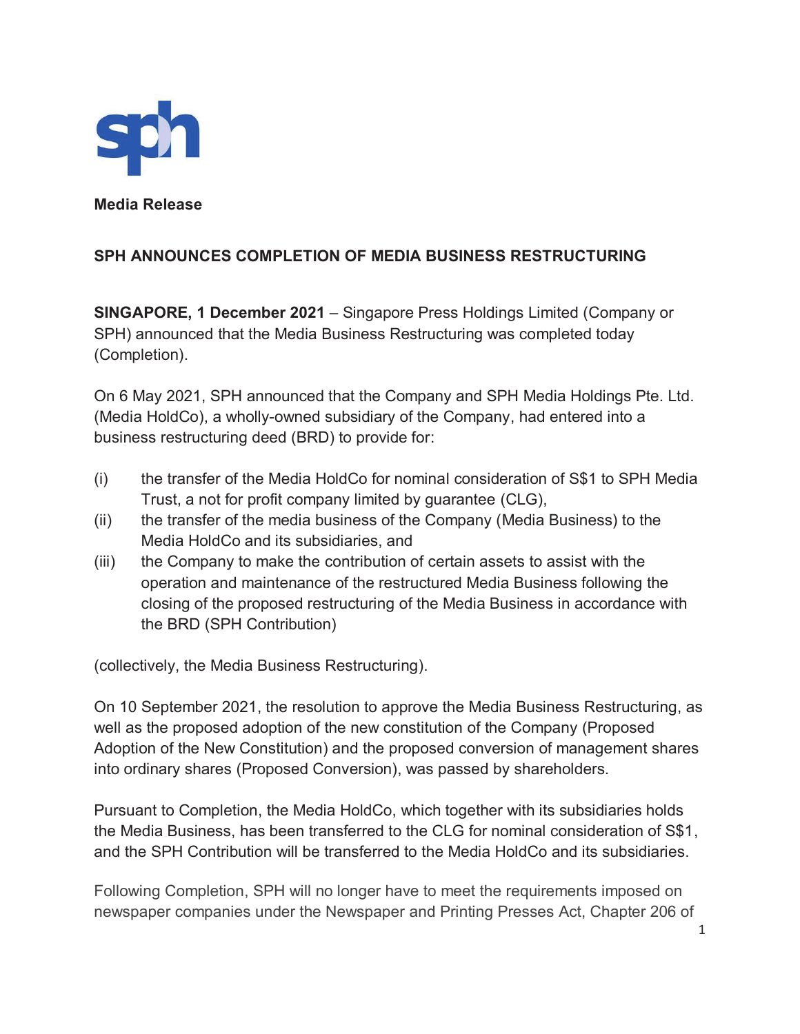**Media Release**

**SPH ANNOUNCES COMPLETION OF MEDIA BUSINESS RESTRUCTURING**

**SINGAPORE, 1 December 2021** – Singapore Press Holdings Limited (Company or SPH) announced that the Media Business Restructuring was completed today (Completion).

On 6 May 2021, SPH announced that the Company and SPH Media Holdings Pte. Ltd. (Media HoldCo), a wholly-owned subsidiary of the Company, had entered into a business restructuring deed (BRD) to provide for:

(i) the transfer of the Media HoldCo for nominal consideration of S$1 to SPH Media Trust, a not for profit company limited by guarantee (CLG),
(ii) the transfer of the media business of the Company (Media Business) to the Media HoldCo and its subsidiaries, and
(iii) the Company to make the contribution of certain assets to assist with the operation and maintenance of the restructured Media Business following the closing of the proposed restructuring of the Media Business in accordance with the BRD (SPH Contribution)

(collectively, the Media Business Restructuring).

On 10 September 2021, the resolution to approve the Media Business Restructuring, as well as the proposed adoption of the new constitution of the Company (Proposed Adoption of the New Constitution) and the proposed conversion of management shares into ordinary shares (Proposed Conversion), was passed by shareholders.

Pursuant to Completion, the Media HoldCo, which together with its subsidiaries holds the Media Business, has been transferred to the CLG for nominal consideration of S$1, and the SPH Contribution will be transferred to the Media HoldCo and its subsidiaries.

Following Completion, SPH will no longer have to meet the requirements imposed on newspaper companies under the Newspaper and Printing Presses Act, Chapter 206 of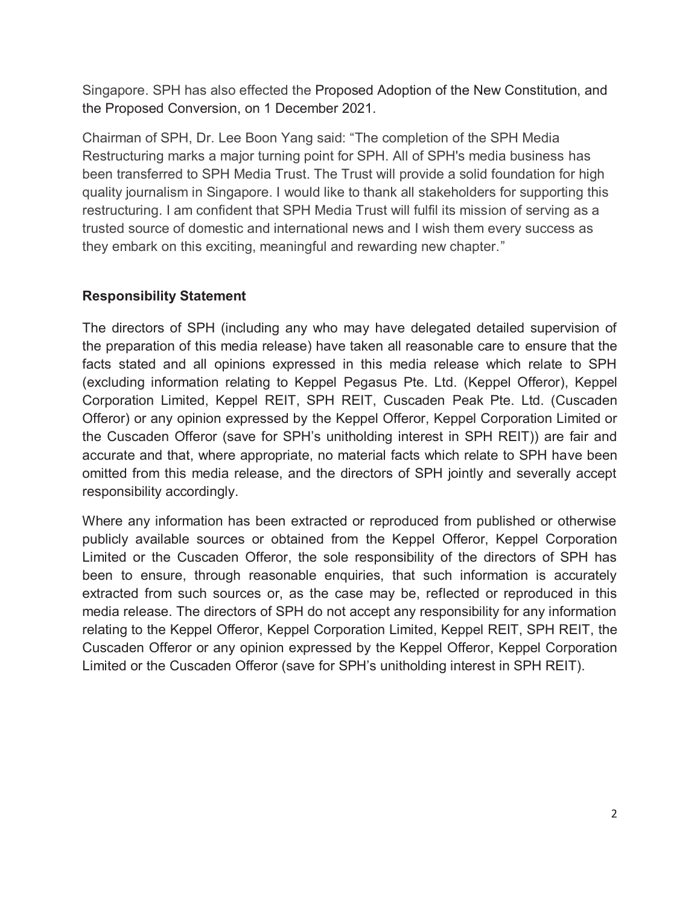Singapore. SPH has also effected the Proposed Adoption of the New Constitution, and the Proposed Conversion, on 1 December 2021.

Chairman of SPH, Dr. Lee Boon Yang said: "The completion of the SPH Media Restructuring marks a major turning point for SPH. All of SPH's media business has been transferred to SPH Media Trust. The Trust will provide a solid foundation for high quality journalism in Singapore. I would like to thank all stakeholders for supporting this restructuring. I am confident that SPH Media Trust will fulfil its mission of serving as a trusted source of domestic and international news and I wish them every success as they embark on this exciting, meaningful and rewarding new chapter."

**Responsibility Statement**

The directors of SPH (including any who may have delegated detailed supervision of the preparation of this media release) have taken all reasonable care to ensure that the facts stated and all opinions expressed in this media release which relate to SPH (excluding information relating to Keppel Pegasus Pte. Ltd. (Keppel Offeror), Keppel Corporation Limited, Keppel REIT, SPH REIT, Cuscaden Peak Pte. Ltd. (Cuscaden Offeror) or any opinion expressed by the Keppel Offeror, Keppel Corporation Limited or the Cuscaden Offeror (save for SPH's unitholding interest in SPH REIT)) are fair and accurate and that, where appropriate, no material facts which relate to SPH have been omitted from this media release, and the directors of SPH jointly and severally accept responsibility accordingly.

Where any information has been extracted or reproduced from published or otherwise publicly available sources or obtained from the Keppel Offeror, Keppel Corporation Limited or the Cuscaden Offeror, the sole responsibility of the directors of SPH has been to ensure, through reasonable enquiries, that such information is accurately extracted from such sources or, as the case may be, reflected or reproduced in this media release. The directors of SPH do not accept any responsibility for any information relating to the Keppel Offeror, Keppel Corporation Limited, Keppel REIT, SPH REIT, the Cuscaden Offeror or any opinion expressed by the Keppel Offeror, Keppel Corporation Limited or the Cuscaden Offeror (save for SPH's unitholding interest in SPH REIT).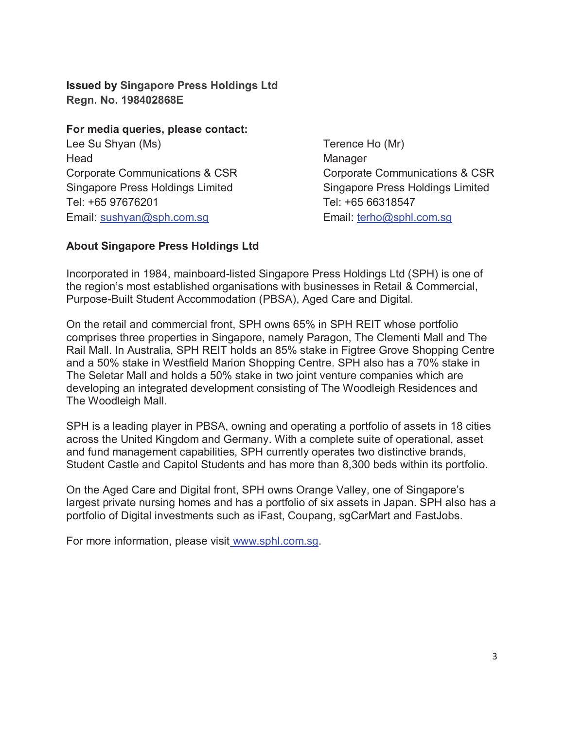**Issued by Singapore Press Holdings Ltd**
**Regn. No. 198402868E**

**For media queries, please contact:**

Lee Su Shyan (Ms)
Head
Corporate Communications & CSR
Singapore Press Holdings Limited
Tel: +65 97676201
Email: sushyan@sph.com.sg

Terence Ho (Mr)
Manager
Corporate Communications & CSR
Singapore Press Holdings Limited
Tel: +65 66318547
Email: terho@sphl.com.sg

**About Singapore Press Holdings Ltd**

Incorporated in 1984, mainboard-listed Singapore Press Holdings Ltd (SPH) is one of the region's most established organisations with businesses in Retail & Commercial, Purpose-Built Student Accommodation (PBSA), Aged Care and Digital.

On the retail and commercial front, SPH owns 65% in SPH REIT whose portfolio comprises three properties in Singapore, namely Paragon, The Clementi Mall and The Rail Mall. In Australia, SPH REIT holds an 85% stake in Figtree Grove Shopping Centre and a 50% stake in Westfield Marion Shopping Centre. SPH also has a 70% stake in The Seletar Mall and holds a 50% stake in two joint venture companies which are developing an integrated development consisting of The Woodleigh Residences and The Woodleigh Mall.

SPH is a leading player in PBSA, owning and operating a portfolio of assets in 18 cities across the United Kingdom and Germany. With a complete suite of operational, asset and fund management capabilities, SPH currently operates two distinctive brands, Student Castle and Capitol Students and has more than 8,300 beds within its portfolio.

On the Aged Care and Digital front, SPH owns Orange Valley, one of Singapore's largest private nursing homes and has a portfolio of six assets in Japan. SPH also has a portfolio of Digital investments such as iFast, Coupang, sgCarMart and FastJobs.

For more information, please visit www.sphl.com.sg.